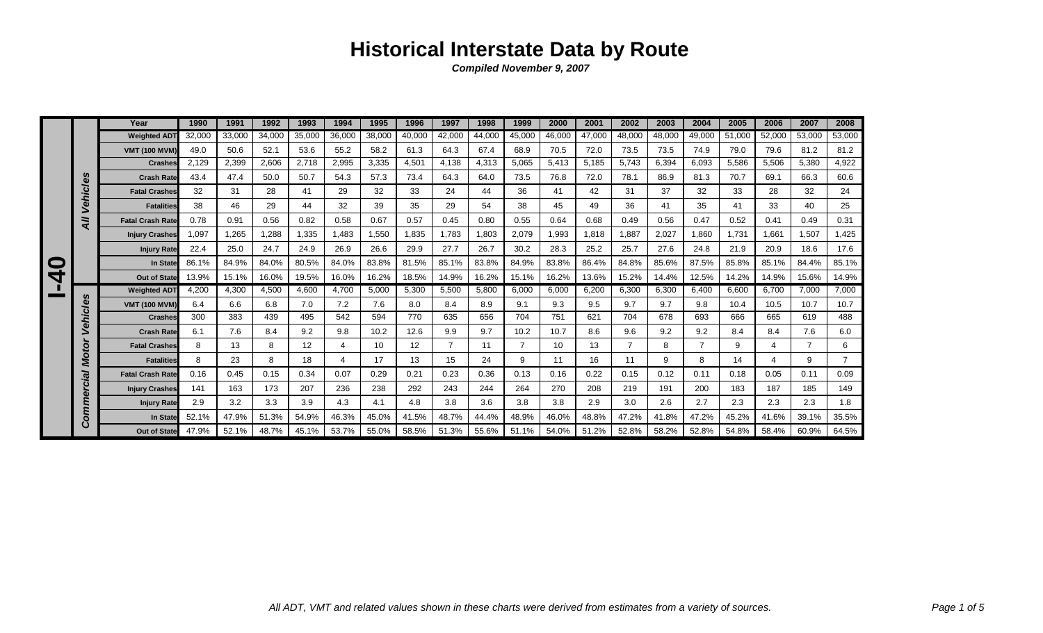# Historical Interstate Data by Route

***Compiled November 9, 2007***

| Route | Category | Year | 1990 | 1991 | 1992 | 1993 | 1994 | 1995 | 1996 | 1997 | 1998 | 1999 | 2000 | 2001 | 2002 | 2003 | 2004 | 2005 | 2006 | 2007 | 2008 |
|---|---|---|---|---|---|---|---|---|---|---|---|---|---|---|---|---|---|---|---|---|---|
| I-40 | All Vehicles | Weighted ADT | 32,000 | 33,000 | 34,000 | 35,000 | 36,000 | 38,000 | 40,000 | 42,000 | 44,000 | 45,000 | 46,000 | 47,000 | 48,000 | 48,000 | 49,000 | 51,000 | 52,000 | 53,000 | 53,000 |
| | | VMT (100 MVM) | 49.0 | 50.6 | 52.1 | 53.6 | 55.2 | 58.2 | 61.3 | 64.3 | 67.4 | 68.9 | 70.5 | 72.0 | 73.5 | 73.5 | 74.9 | 79.0 | 79.6 | 81.2 | 81.2 |
| | | Crashes | 2,129 | 2,399 | 2,606 | 2,718 | 2,995 | 3,335 | 4,501 | 4,138 | 4,313 | 5,065 | 5,413 | 5,185 | 5,743 | 6,394 | 6,093 | 5,586 | 5,506 | 5,380 | 4,922 |
| | | Crash Rate | 43.4 | 47.4 | 50.0 | 50.7 | 54.3 | 57.3 | 73.4 | 64.3 | 64.0 | 73.5 | 76.8 | 72.0 | 78.1 | 86.9 | 81.3 | 70.7 | 69.1 | 66.3 | 60.6 |
| | | Fatal Crashes | 32 | 31 | 28 | 41 | 29 | 32 | 33 | 24 | 44 | 36 | 41 | 42 | 31 | 37 | 32 | 33 | 28 | 32 | 24 |
| | | Fatalities | 38 | 46 | 29 | 44 | 32 | 39 | 35 | 29 | 54 | 38 | 45 | 49 | 36 | 41 | 35 | 41 | 33 | 40 | 25 |
| | | Fatal Crash Rate | 0.78 | 0.91 | 0.56 | 0.82 | 0.58 | 0.67 | 0.57 | 0.45 | 0.80 | 0.55 | 0.64 | 0.68 | 0.49 | 0.56 | 0.47 | 0.52 | 0.41 | 0.49 | 0.31 |
| | | Injury Crashes | 1,097 | 1,265 | 1,288 | 1,335 | 1,483 | 1,550 | 1,835 | 1,783 | 1,803 | 2,079 | 1,993 | 1,818 | 1,887 | 2,027 | 1,860 | 1,731 | 1,661 | 1,507 | 1,425 |
| | | Injury Rate | 22.4 | 25.0 | 24.7 | 24.9 | 26.9 | 26.6 | 29.9 | 27.7 | 26.7 | 30.2 | 28.3 | 25.2 | 25.7 | 27.6 | 24.8 | 21.9 | 20.9 | 18.6 | 17.6 |
| | | In State | 86.1% | 84.9% | 84.0% | 80.5% | 84.0% | 83.8% | 81.5% | 85.1% | 83.8% | 84.9% | 83.8% | 86.4% | 84.8% | 85.6% | 87.5% | 85.8% | 85.1% | 84.4% | 85.1% |
| | | Out of State | 13.9% | 15.1% | 16.0% | 19.5% | 16.0% | 16.2% | 18.5% | 14.9% | 16.2% | 15.1% | 16.2% | 13.6% | 15.2% | 14.4% | 12.5% | 14.2% | 14.9% | 15.6% | 14.9% |
| | Commercial Motor Vehicles | Weighted ADT | 4,200 | 4,300 | 4,500 | 4,600 | 4,700 | 5,000 | 5,300 | 5,500 | 5,800 | 6,000 | 6,000 | 6,200 | 6,300 | 6,300 | 6,400 | 6,600 | 6,700 | 7,000 | 7,000 |
| | | VMT (100 MVM) | 6.4 | 6.6 | 6.8 | 7.0 | 7.2 | 7.6 | 8.0 | 8.4 | 8.9 | 9.1 | 9.3 | 9.5 | 9.7 | 9.7 | 9.8 | 10.4 | 10.5 | 10.7 | 10.7 |
| | | Crashes | 300 | 383 | 439 | 495 | 542 | 594 | 770 | 635 | 656 | 704 | 751 | 621 | 704 | 678 | 693 | 666 | 665 | 619 | 488 |
| | | Crash Rate | 6.1 | 7.6 | 8.4 | 9.2 | 9.8 | 10.2 | 12.6 | 9.9 | 9.7 | 10.2 | 10.7 | 8.6 | 9.6 | 9.2 | 9.2 | 8.4 | 8.4 | 7.6 | 6.0 |
| | | Fatal Crashes | 8 | 13 | 8 | 12 | 4 | 10 | 12 | 7 | 11 | 7 | 10 | 13 | 7 | 8 | 7 | 9 | 4 | 7 | 6 |
| | | Fatalities | 8 | 23 | 8 | 18 | 4 | 17 | 13 | 15 | 24 | 9 | 11 | 16 | 11 | 9 | 8 | 14 | 4 | 9 | 7 |
| | | Fatal Crash Rate | 0.16 | 0.45 | 0.15 | 0.34 | 0.07 | 0.29 | 0.21 | 0.23 | 0.36 | 0.13 | 0.16 | 0.22 | 0.15 | 0.12 | 0.11 | 0.18 | 0.05 | 0.11 | 0.09 |
| | | Injury Crashes | 141 | 163 | 173 | 207 | 236 | 238 | 292 | 243 | 244 | 264 | 270 | 208 | 219 | 191 | 200 | 183 | 187 | 185 | 149 |
| | | Injury Rate | 2.9 | 3.2 | 3.3 | 3.9 | 4.3 | 4.1 | 4.8 | 3.8 | 3.6 | 3.8 | 3.8 | 2.9 | 3.0 | 2.6 | 2.7 | 2.3 | 2.3 | 2.3 | 1.8 |
| | | In State | 52.1% | 47.9% | 51.3% | 54.9% | 46.3% | 45.0% | 41.5% | 48.7% | 44.4% | 48.9% | 46.0% | 48.8% | 47.2% | 41.8% | 47.2% | 45.2% | 41.6% | 39.1% | 35.5% |
| | | Out of State | 47.9% | 52.1% | 48.7% | 45.1% | 53.7% | 55.0% | 58.5% | 51.3% | 55.6% | 51.1% | 54.0% | 51.2% | 52.8% | 58.2% | 52.8% | 54.8% | 58.4% | 60.9% | 64.5% |

*All ADT, VMT and related values shown in these charts were derived from estimates from a variety of sources.*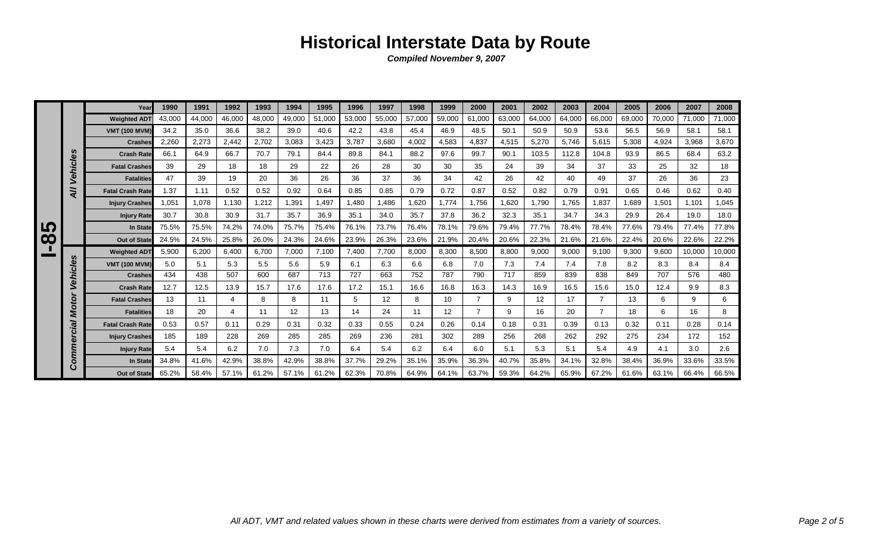# Historical Interstate Data by Route

***Compiled November 9, 2007***

| Route | Category | Year | 1990 | 1991 | 1992 | 1993 | 1994 | 1995 | 1996 | 1997 | 1998 | 1999 | 2000 | 2001 | 2002 | 2003 | 2004 | 2005 | 2006 | 2007 | 2008 |
|---|---|---|---|---|---|---|---|---|---|---|---|---|---|---|---|---|---|---|---|---|---|
| I-85 | All Vehicles | Weighted ADT | 43,000 | 44,000 | 46,000 | 48,000 | 49,000 | 51,000 | 53,000 | 55,000 | 57,000 | 59,000 | 61,000 | 63,000 | 64,000 | 64,000 | 66,000 | 69,000 | 70,000 | 71,000 | 71,000 |
| | | VMT (100 MVM) | 34.2 | 35.0 | 36.6 | 38.2 | 39.0 | 40.6 | 42.2 | 43.8 | 45.4 | 46.9 | 48.5 | 50.1 | 50.9 | 50.9 | 53.6 | 56.5 | 56.9 | 58.1 | 58.1 |
| | | Crashes | 2,260 | 2,273 | 2,442 | 2,702 | 3,083 | 3,423 | 3,787 | 3,680 | 4,002 | 4,583 | 4,837 | 4,515 | 5,270 | 5,746 | 5,615 | 5,308 | 4,924 | 3,968 | 3,670 |
| | | Crash Rate | 66.1 | 64.9 | 66.7 | 70.7 | 79.1 | 84.4 | 89.8 | 84.1 | 88.2 | 97.6 | 99.7 | 90.1 | 103.5 | 112.8 | 104.8 | 93.9 | 86.5 | 68.4 | 63.2 |
| | | Fatal Crashes | 39 | 29 | 18 | 18 | 29 | 22 | 26 | 28 | 30 | 30 | 35 | 24 | 39 | 34 | 37 | 33 | 25 | 32 | 18 |
| | | Fatalities | 47 | 39 | 19 | 20 | 36 | 26 | 36 | 37 | 36 | 34 | 42 | 26 | 42 | 40 | 49 | 37 | 26 | 36 | 23 |
| | | Fatal Crash Rate | 1.37 | 1.11 | 0.52 | 0.52 | 0.92 | 0.64 | 0.85 | 0.85 | 0.79 | 0.72 | 0.87 | 0.52 | 0.82 | 0.79 | 0.91 | 0.65 | 0.46 | 0.62 | 0.40 |
| | | Injury Crashes | 1,051 | 1,078 | 1,130 | 1,212 | 1,391 | 1,497 | 1,480 | 1,486 | 1,620 | 1,774 | 1,756 | 1,620 | 1,790 | 1,765 | 1,837 | 1,689 | 1,501 | 1,101 | 1,045 |
| | | Injury Rate | 30.7 | 30.8 | 30.9 | 31.7 | 35.7 | 36.9 | 35.1 | 34.0 | 35.7 | 37.8 | 36.2 | 32.3 | 35.1 | 34.7 | 34.3 | 29.9 | 26.4 | 19.0 | 18.0 |
| | | In State | 75.5% | 75.5% | 74.2% | 74.0% | 75.7% | 75.4% | 76.1% | 73.7% | 76.4% | 78.1% | 79.6% | 79.4% | 77.7% | 78.4% | 78.4% | 77.6% | 79.4% | 77.4% | 77.8% |
| | | Out of State | 24.5% | 24.5% | 25.8% | 26.0% | 24.3% | 24.6% | 23.9% | 26.3% | 23.6% | 21.9% | 20.4% | 20.6% | 22.3% | 21.6% | 21.6% | 22.4% | 20.6% | 22.6% | 22.2% |
| | Commercial Motor Vehicles | Weighted ADT | 5,900 | 6,200 | 6,400 | 6,700 | 7,000 | 7,100 | 7,400 | 7,700 | 8,000 | 8,300 | 8,500 | 8,800 | 9,000 | 9,000 | 9,100 | 9,300 | 9,600 | 10,000 | 10,000 |
| | | VMT (100 MVM) | 5.0 | 5.1 | 5.3 | 5.5 | 5.6 | 5.9 | 6.1 | 6.3 | 6.6 | 6.8 | 7.0 | 7.3 | 7.4 | 7.4 | 7.8 | 8.2 | 8.3 | 8.4 | 8.4 |
| | | Crashes | 434 | 438 | 507 | 600 | 687 | 713 | 727 | 663 | 752 | 787 | 790 | 717 | 859 | 839 | 838 | 849 | 707 | 576 | 480 |
| | | Crash Rate | 12.7 | 12.5 | 13.9 | 15.7 | 17.6 | 17.6 | 17.2 | 15.1 | 16.6 | 16.8 | 16.3 | 14.3 | 16.9 | 16.5 | 15.6 | 15.0 | 12.4 | 9.9 | 8.3 |
| | | Fatal Crashes | 13 | 11 | 4 | 8 | 8 | 11 | 5 | 12 | 8 | 10 | 7 | 9 | 12 | 17 | 7 | 13 | 6 | 9 | 6 |
| | | Fatalities | 18 | 20 | 4 | 11 | 12 | 13 | 14 | 24 | 11 | 12 | 7 | 9 | 16 | 20 | 7 | 18 | 6 | 16 | 8 |
| | | Fatal Crash Rate | 0.53 | 0.57 | 0.11 | 0.29 | 0.31 | 0.32 | 0.33 | 0.55 | 0.24 | 0.26 | 0.14 | 0.18 | 0.31 | 0.39 | 0.13 | 0.32 | 0.11 | 0.28 | 0.14 |
| | | Injury Crashes | 185 | 189 | 228 | 269 | 285 | 285 | 269 | 236 | 281 | 302 | 289 | 256 | 268 | 262 | 292 | 275 | 234 | 172 | 152 |
| | | Injury Rate | 5.4 | 5.4 | 6.2 | 7.0 | 7.3 | 7.0 | 6.4 | 5.4 | 6.2 | 6.4 | 6.0 | 5.1 | 5.3 | 5.1 | 5.4 | 4.9 | 4.1 | 3.0 | 2.6 |
| | | In State | 34.8% | 41.6% | 42.9% | 38.8% | 42.9% | 38.8% | 37.7% | 29.2% | 35.1% | 35.9% | 36.3% | 40.7% | 35.8% | 34.1% | 32.8% | 38.4% | 36.9% | 33.6% | 33.5% |
| | | Out of State | 65.2% | 58.4% | 57.1% | 61.2% | 57.1% | 61.2% | 62.3% | 70.8% | 64.9% | 64.1% | 63.7% | 59.3% | 64.2% | 65.9% | 67.2% | 61.6% | 63.1% | 66.4% | 66.5% |

*All ADT, VMT and related values shown in these charts were derived from estimates from a variety of sources.*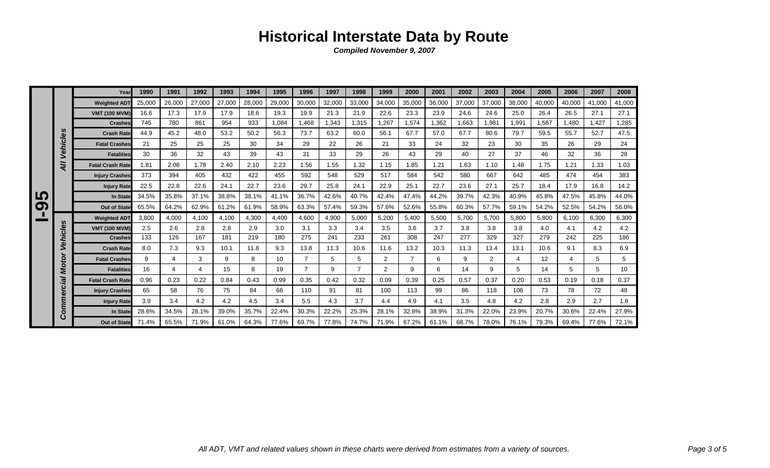# Historical Interstate Data by Route

***Compiled November 9, 2007***

| Route | Category | Year | 1990 | 1991 | 1992 | 1993 | 1994 | 1995 | 1996 | 1997 | 1998 | 1999 | 2000 | 2001 | 2002 | 2003 | 2004 | 2005 | 2006 | 2007 | 2008 |
|---|---|---|---|---|---|---|---|---|---|---|---|---|---|---|---|---|---|---|---|---|---|
| I-95 | All Vehicles | Weighted ADT | 25,000 | 26,000 | 27,000 | 27,000 | 28,000 | 29,000 | 30,000 | 32,000 | 33,000 | 34,000 | 35,000 | 36,000 | 37,000 | 37,000 | 38,000 | 40,000 | 40,000 | 41,000 | 41,000 |
| | | VMT (100 MVM) | 16.6 | 17.3 | 17.9 | 17.9 | 18.6 | 19.3 | 19.9 | 21.3 | 21.9 | 22.6 | 23.3 | 23.9 | 24.6 | 24.6 | 25.0 | 26.4 | 26.5 | 27.1 | 27.1 |
| | | Crashes | 745 | 780 | 861 | 954 | 933 | 1,084 | 1,468 | 1,343 | 1,315 | 1,267 | 1,574 | 1,362 | 1,663 | 1,981 | 1,991 | 1,567 | 1,480 | 1,427 | 1,285 |
| | | Crash Rate | 44.9 | 45.2 | 48.0 | 53.2 | 50.2 | 56.3 | 73.7 | 63.2 | 60.0 | 56.1 | 67.7 | 57.0 | 67.7 | 80.6 | 79.7 | 59.5 | 55.7 | 52.7 | 47.5 |
| | | Fatal Crashes | 21 | 25 | 25 | 25 | 30 | 34 | 29 | 22 | 26 | 21 | 33 | 24 | 32 | 23 | 30 | 35 | 26 | 29 | 24 |
| | | Fatalities | 30 | 36 | 32 | 43 | 39 | 43 | 31 | 33 | 29 | 26 | 43 | 29 | 40 | 27 | 37 | 46 | 32 | 36 | 28 |
| | | Fatal Crash Rate | 1.81 | 2.08 | 1.78 | 2.40 | 2.10 | 2.23 | 1.56 | 1.55 | 1.32 | 1.15 | 1.85 | 1.21 | 1.63 | 1.10 | 1.48 | 1.75 | 1.21 | 1.33 | 1.03 |
| | | Injury Crashes | 373 | 394 | 405 | 432 | 422 | 455 | 592 | 548 | 529 | 517 | 584 | 542 | 580 | 667 | 642 | 485 | 474 | 454 | 383 |
| | | Injury Rate | 22.5 | 22.8 | 22.6 | 24.1 | 22.7 | 23.6 | 29.7 | 25.8 | 24.1 | 22.9 | 25.1 | 22.7 | 23.6 | 27.1 | 25.7 | 18.4 | 17.9 | 16.8 | 14.2 |
| | | In State | 34.5% | 35.8% | 37.1% | 38.8% | 38.1% | 41.1% | 36.7% | 42.6% | 40.7% | 42.4% | 47.4% | 44.2% | 39.7% | 42.3% | 40.9% | 45.8% | 47.5% | 45.8% | 44.0% |
| | | Out of State | 65.5% | 64.2% | 62.9% | 61.2% | 61.9% | 58.9% | 63.3% | 57.4% | 59.3% | 57.6% | 52.6% | 55.8% | 60.3% | 57.7% | 59.1% | 54.2% | 52.5% | 54.2% | 56.0% |
| | Commercial Motor Vehicles | Weighted ADT | 3,800 | 4,000 | 4,100 | 4,100 | 4,300 | 4,400 | 4,600 | 4,900 | 5,000 | 5,200 | 5,400 | 5,500 | 5,700 | 5,700 | 5,800 | 5,800 | 6,100 | 6,300 | 6,300 |
| | | VMT (100 MVM) | 2.5 | 2.6 | 2.8 | 2.8 | 2.9 | 3.0 | 3.1 | 3.3 | 3.4 | 3.5 | 3.6 | 3.7 | 3.8 | 3.8 | 3.8 | 4.0 | 4.1 | 4.2 | 4.2 |
| | | Crashes | 133 | 126 | 167 | 181 | 219 | 180 | 275 | 241 | 233 | 261 | 308 | 247 | 277 | 329 | 327 | 279 | 242 | 225 | 186 |
| | | Crash Rate | 8.0 | 7.3 | 9.3 | 10.1 | 11.8 | 9.3 | 13.8 | 11.3 | 10.6 | 11.6 | 13.2 | 10.3 | 11.3 | 13.4 | 13.1 | 10.6 | 9.1 | 8.3 | 6.9 |
| | | Fatal Crashes | 9 | 4 | 3 | 9 | 8 | 10 | 7 | 5 | 5 | 2 | 7 | 6 | 9 | 2 | 4 | 12 | 4 | 5 | 5 |
| | | Fatalities | 16 | 4 | 4 | 15 | 8 | 19 | 7 | 9 | 7 | 2 | 9 | 6 | 14 | 9 | 5 | 14 | 5 | 5 | 10 |
| | | Fatal Crash Rate | 0.96 | 0.23 | 0.22 | 0.84 | 0.43 | 0.99 | 0.35 | 0.42 | 0.32 | 0.09 | 0.39 | 0.25 | 0.57 | 0.37 | 0.20 | 0.53 | 0.19 | 0.18 | 0.37 |
| | | Injury Crashes | 65 | 58 | 76 | 75 | 84 | 66 | 110 | 91 | 81 | 100 | 113 | 99 | 86 | 118 | 106 | 73 | 78 | 72 | 48 |
| | | Injury Rate | 3.9 | 3.4 | 4.2 | 4.2 | 4.5 | 3.4 | 5.5 | 4.3 | 3.7 | 4.4 | 4.9 | 4.1 | 3.5 | 4.8 | 4.2 | 2.8 | 2.9 | 2.7 | 1.8 |
| | | In State | 28.6% | 34.5% | 28.1% | 39.0% | 35.7% | 22.4% | 30.3% | 22.2% | 25.3% | 28.1% | 32.8% | 38.9% | 31.3% | 22.0% | 23.9% | 20.7% | 30.6% | 22.4% | 27.9% |
| | | Out of State | 71.4% | 65.5% | 71.9% | 61.0% | 64.3% | 77.6% | 69.7% | 77.8% | 74.7% | 71.9% | 67.2% | 61.1% | 68.7% | 78.0% | 76.1% | 79.3% | 69.4% | 77.6% | 72.1% |

*All ADT, VMT and related values shown in these charts were derived from estimates from a variety of sources.*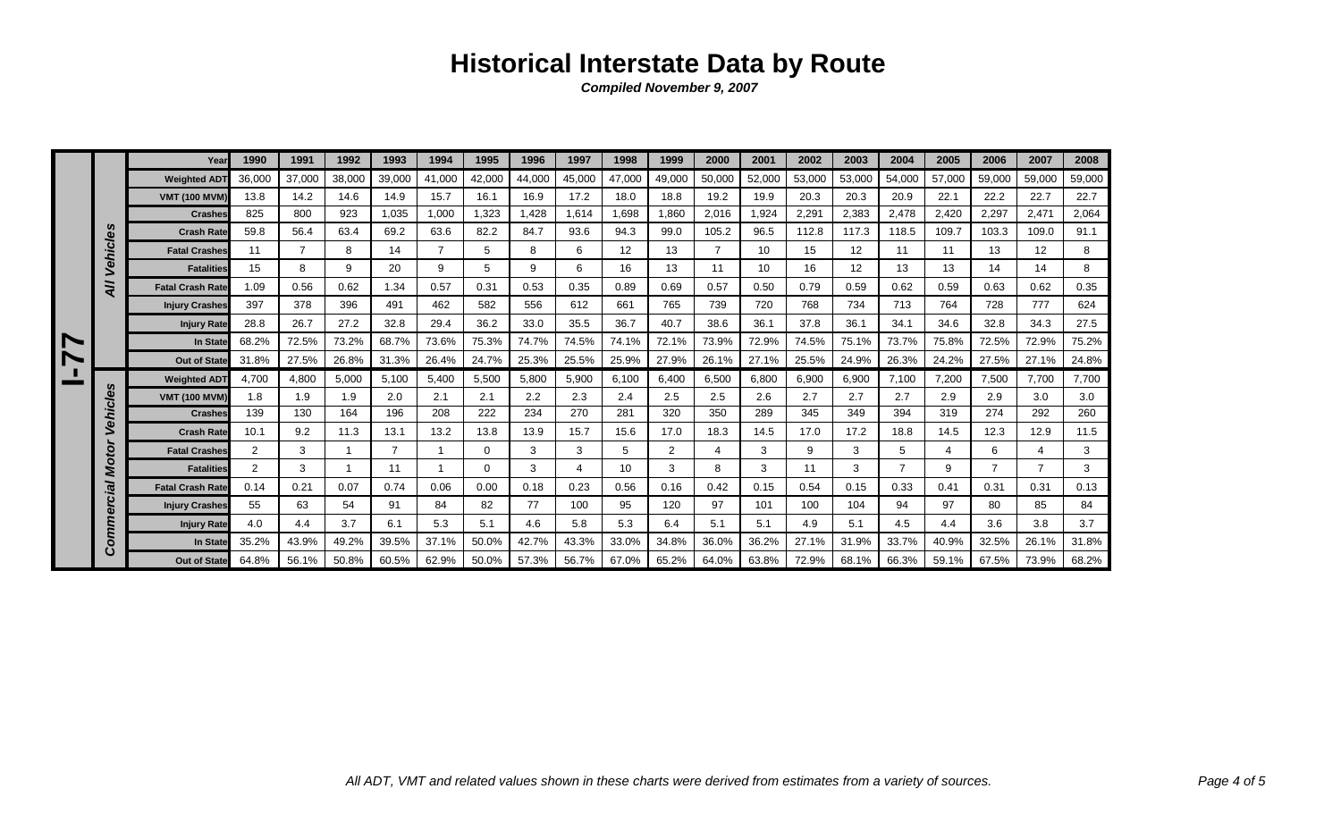# Historical Interstate Data by Route

***Compiled November 9, 2007***

| | | Year | 1990 | 1991 | 1992 | 1993 | 1994 | 1995 | 1996 | 1997 | 1998 | 1999 | 2000 | 2001 | 2002 | 2003 | 2004 | 2005 | 2006 | 2007 | 2008 |
|---|---|---|---|---|---|---|---|---|---|---|---|---|---|---|---|---|---|---|---|---|---|
| I-77 | All Vehicles | Weighted ADT | 36,000 | 37,000 | 38,000 | 39,000 | 41,000 | 42,000 | 44,000 | 45,000 | 47,000 | 49,000 | 50,000 | 52,000 | 53,000 | 53,000 | 54,000 | 57,000 | 59,000 | 59,000 | 59,000 |
| | | VMT (100 MVM) | 13.8 | 14.2 | 14.6 | 14.9 | 15.7 | 16.1 | 16.9 | 17.2 | 18.0 | 18.8 | 19.2 | 19.9 | 20.3 | 20.3 | 20.9 | 22.1 | 22.2 | 22.7 | 22.7 |
| | | Crashes | 825 | 800 | 923 | 1,035 | 1,000 | 1,323 | 1,428 | 1,614 | 1,698 | 1,860 | 2,016 | 1,924 | 2,291 | 2,383 | 2,478 | 2,420 | 2,297 | 2,471 | 2,064 |
| | | Crash Rate | 59.8 | 56.4 | 63.4 | 69.2 | 63.6 | 82.2 | 84.7 | 93.6 | 94.3 | 99.0 | 105.2 | 96.5 | 112.8 | 117.3 | 118.5 | 109.7 | 103.3 | 109.0 | 91.1 |
| | | Fatal Crashes | 11 | 7 | 8 | 14 | 7 | 5 | 8 | 6 | 12 | 13 | 7 | 10 | 15 | 12 | 11 | 11 | 13 | 12 | 8 |
| | | Fatalities | 15 | 8 | 9 | 20 | 9 | 5 | 9 | 6 | 16 | 13 | 11 | 10 | 16 | 12 | 13 | 13 | 14 | 14 | 8 |
| | | Fatal Crash Rate | 1.09 | 0.56 | 0.62 | 1.34 | 0.57 | 0.31 | 0.53 | 0.35 | 0.89 | 0.69 | 0.57 | 0.50 | 0.79 | 0.59 | 0.62 | 0.59 | 0.63 | 0.62 | 0.35 |
| | | Injury Crashes | 397 | 378 | 396 | 491 | 462 | 582 | 556 | 612 | 661 | 765 | 739 | 720 | 768 | 734 | 713 | 764 | 728 | 777 | 624 |
| | | Injury Rate | 28.8 | 26.7 | 27.2 | 32.8 | 29.4 | 36.2 | 33.0 | 35.5 | 36.7 | 40.7 | 38.6 | 36.1 | 37.8 | 36.1 | 34.1 | 34.6 | 32.8 | 34.3 | 27.5 |
| | | In State | 68.2% | 72.5% | 73.2% | 68.7% | 73.6% | 75.3% | 74.7% | 74.5% | 74.1% | 72.1% | 73.9% | 72.9% | 74.5% | 75.1% | 73.7% | 75.8% | 72.5% | 72.9% | 75.2% |
| | | Out of State | 31.8% | 27.5% | 26.8% | 31.3% | 26.4% | 24.7% | 25.3% | 25.5% | 25.9% | 27.9% | 26.1% | 27.1% | 25.5% | 24.9% | 26.3% | 24.2% | 27.5% | 27.1% | 24.8% |
| | Commercial Motor Vehicles | Weighted ADT | 4,700 | 4,800 | 5,000 | 5,100 | 5,400 | 5,500 | 5,800 | 5,900 | 6,100 | 6,400 | 6,500 | 6,800 | 6,900 | 6,900 | 7,100 | 7,200 | 7,500 | 7,700 | 7,700 |
| | | VMT (100 MVM) | 1.8 | 1.9 | 1.9 | 2.0 | 2.1 | 2.1 | 2.2 | 2.3 | 2.4 | 2.5 | 2.5 | 2.6 | 2.7 | 2.7 | 2.7 | 2.9 | 2.9 | 3.0 | 3.0 |
| | | Crashes | 139 | 130 | 164 | 196 | 208 | 222 | 234 | 270 | 281 | 320 | 350 | 289 | 345 | 349 | 394 | 319 | 274 | 292 | 260 |
| | | Crash Rate | 10.1 | 9.2 | 11.3 | 13.1 | 13.2 | 13.8 | 13.9 | 15.7 | 15.6 | 17.0 | 18.3 | 14.5 | 17.0 | 17.2 | 18.8 | 14.5 | 12.3 | 12.9 | 11.5 |
| | | Fatal Crashes | 2 | 3 | 1 | 7 | 1 | 0 | 3 | 3 | 5 | 2 | 4 | 3 | 9 | 3 | 5 | 4 | 6 | 4 | 3 |
| | | Fatalities | 2 | 3 | 1 | 11 | 1 | 0 | 3 | 4 | 10 | 3 | 8 | 3 | 11 | 3 | 7 | 9 | 7 | 7 | 3 |
| | | Fatal Crash Rate | 0.14 | 0.21 | 0.07 | 0.74 | 0.06 | 0.00 | 0.18 | 0.23 | 0.56 | 0.16 | 0.42 | 0.15 | 0.54 | 0.15 | 0.33 | 0.41 | 0.31 | 0.31 | 0.13 |
| | | Injury Crashes | 55 | 63 | 54 | 91 | 84 | 82 | 77 | 100 | 95 | 120 | 97 | 101 | 100 | 104 | 94 | 97 | 80 | 85 | 84 |
| | | Injury Rate | 4.0 | 4.4 | 3.7 | 6.1 | 5.3 | 5.1 | 4.6 | 5.8 | 5.3 | 6.4 | 5.1 | 5.1 | 4.9 | 5.1 | 4.5 | 4.4 | 3.6 | 3.8 | 3.7 |
| | | In State | 35.2% | 43.9% | 49.2% | 39.5% | 37.1% | 50.0% | 42.7% | 43.3% | 33.0% | 34.8% | 36.0% | 36.2% | 27.1% | 31.9% | 33.7% | 40.9% | 32.5% | 26.1% | 31.8% |
| | | Out of State | 64.8% | 56.1% | 50.8% | 60.5% | 62.9% | 50.0% | 57.3% | 56.7% | 67.0% | 65.2% | 64.0% | 63.8% | 72.9% | 68.1% | 66.3% | 59.1% | 67.5% | 73.9% | 68.2% |

*All ADT, VMT and related values shown in these charts were derived from estimates from a variety of sources.*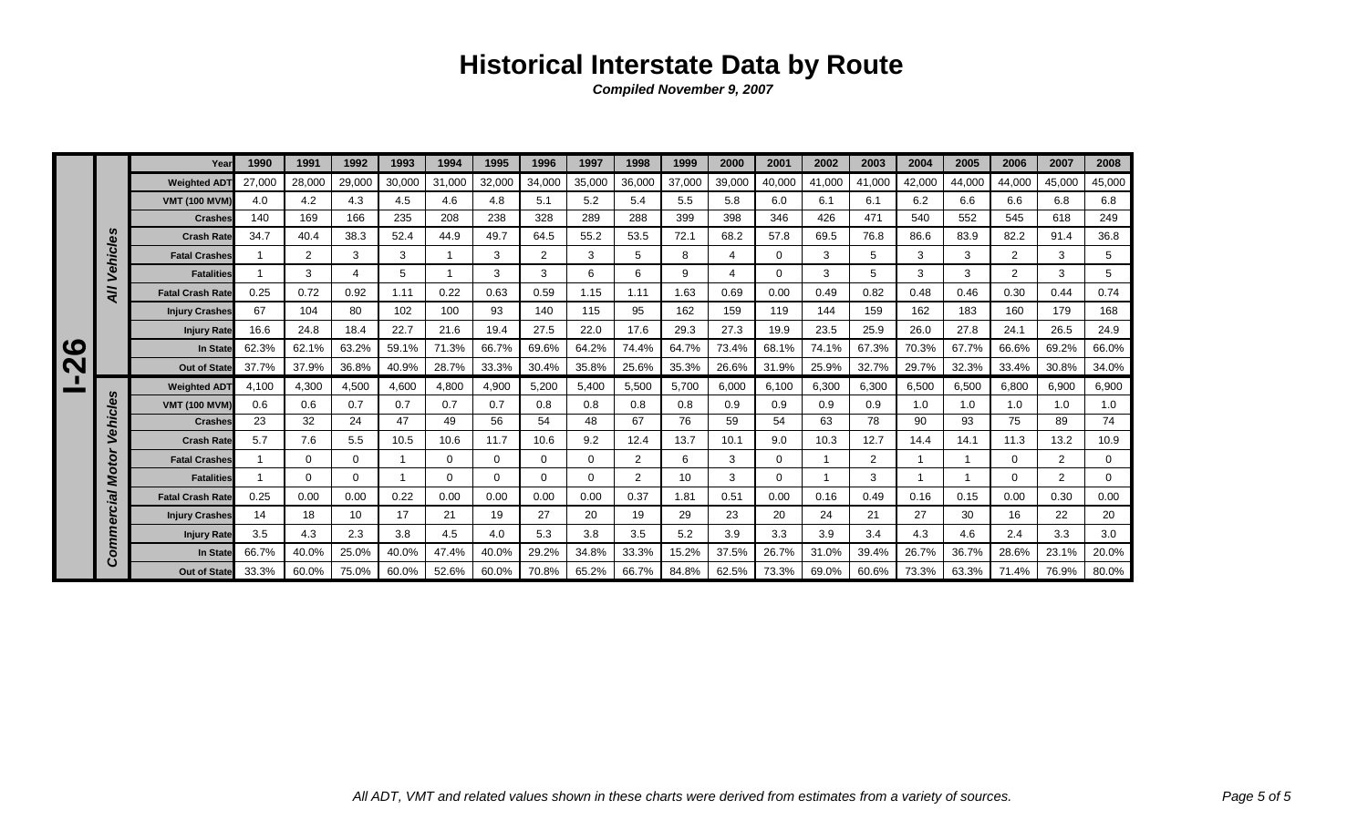# Historical Interstate Data by Route

***Compiled November 9, 2007***

| | | Year | 1990 | 1991 | 1992 | 1993 | 1994 | 1995 | 1996 | 1997 | 1998 | 1999 | 2000 | 2001 | 2002 | 2003 | 2004 | 2005 | 2006 | 2007 | 2008 |
|---|---|---|---|---|---|---|---|---|---|---|---|---|---|---|---|---|---|---|---|---|---|
| I-26 | All Vehicles | Weighted ADT | 27,000 | 28,000 | 29,000 | 30,000 | 31,000 | 32,000 | 34,000 | 35,000 | 36,000 | 37,000 | 39,000 | 40,000 | 41,000 | 41,000 | 42,000 | 44,000 | 44,000 | 45,000 | 45,000 |
| | | VMT (100 MVM) | 4.0 | 4.2 | 4.3 | 4.5 | 4.6 | 4.8 | 5.1 | 5.2 | 5.4 | 5.5 | 5.8 | 6.0 | 6.1 | 6.1 | 6.2 | 6.6 | 6.6 | 6.8 | 6.8 |
| | | Crashes | 140 | 169 | 166 | 235 | 208 | 238 | 328 | 289 | 288 | 399 | 398 | 346 | 426 | 471 | 540 | 552 | 545 | 618 | 249 |
| | | Crash Rate | 34.7 | 40.4 | 38.3 | 52.4 | 44.9 | 49.7 | 64.5 | 55.2 | 53.5 | 72.1 | 68.2 | 57.8 | 69.5 | 76.8 | 86.6 | 83.9 | 82.2 | 91.4 | 36.8 |
| | | Fatal Crashes | 1 | 2 | 3 | 3 | 1 | 3 | 2 | 3 | 5 | 8 | 4 | 0 | 3 | 5 | 3 | 3 | 2 | 3 | 5 |
| | | Fatalities | 1 | 3 | 4 | 5 | 1 | 3 | 3 | 6 | 6 | 9 | 4 | 0 | 3 | 5 | 3 | 3 | 2 | 3 | 5 |
| | | Fatal Crash Rate | 0.25 | 0.72 | 0.92 | 1.11 | 0.22 | 0.63 | 0.59 | 1.15 | 1.11 | 1.63 | 0.69 | 0.00 | 0.49 | 0.82 | 0.48 | 0.46 | 0.30 | 0.44 | 0.74 |
| | | Injury Crashes | 67 | 104 | 80 | 102 | 100 | 93 | 140 | 115 | 95 | 162 | 159 | 119 | 144 | 159 | 162 | 183 | 160 | 179 | 168 |
| | | Injury Rate | 16.6 | 24.8 | 18.4 | 22.7 | 21.6 | 19.4 | 27.5 | 22.0 | 17.6 | 29.3 | 27.3 | 19.9 | 23.5 | 25.9 | 26.0 | 27.8 | 24.1 | 26.5 | 24.9 |
| | | In State | 62.3% | 62.1% | 63.2% | 59.1% | 71.3% | 66.7% | 69.6% | 64.2% | 74.4% | 64.7% | 73.4% | 68.1% | 74.1% | 67.3% | 70.3% | 67.7% | 66.6% | 69.2% | 66.0% |
| | | Out of State | 37.7% | 37.9% | 36.8% | 40.9% | 28.7% | 33.3% | 30.4% | 35.8% | 25.6% | 35.3% | 26.6% | 31.9% | 25.9% | 32.7% | 29.7% | 32.3% | 33.4% | 30.8% | 34.0% |
| | Commercial Motor Vehicles | Weighted ADT | 4,100 | 4,300 | 4,500 | 4,600 | 4,800 | 4,900 | 5,200 | 5,400 | 5,500 | 5,700 | 6,000 | 6,100 | 6,300 | 6,300 | 6,500 | 6,500 | 6,800 | 6,900 | 6,900 |
| | | VMT (100 MVM) | 0.6 | 0.6 | 0.7 | 0.7 | 0.7 | 0.7 | 0.8 | 0.8 | 0.8 | 0.8 | 0.9 | 0.9 | 0.9 | 0.9 | 1.0 | 1.0 | 1.0 | 1.0 | 1.0 |
| | | Crashes | 23 | 32 | 24 | 47 | 49 | 56 | 54 | 48 | 67 | 76 | 59 | 54 | 63 | 78 | 90 | 93 | 75 | 89 | 74 |
| | | Crash Rate | 5.7 | 7.6 | 5.5 | 10.5 | 10.6 | 11.7 | 10.6 | 9.2 | 12.4 | 13.7 | 10.1 | 9.0 | 10.3 | 12.7 | 14.4 | 14.1 | 11.3 | 13.2 | 10.9 |
| | | Fatal Crashes | 1 | 0 | 0 | 1 | 0 | 0 | 0 | 0 | 2 | 6 | 3 | 0 | 1 | 2 | 1 | 1 | 0 | 2 | 0 |
| | | Fatalities | 1 | 0 | 0 | 1 | 0 | 0 | 0 | 0 | 2 | 10 | 3 | 0 | 1 | 3 | 1 | 1 | 0 | 2 | 0 |
| | | Fatal Crash Rate | 0.25 | 0.00 | 0.00 | 0.22 | 0.00 | 0.00 | 0.00 | 0.00 | 0.37 | 1.81 | 0.51 | 0.00 | 0.16 | 0.49 | 0.16 | 0.15 | 0.00 | 0.30 | 0.00 |
| | | Injury Crashes | 14 | 18 | 10 | 17 | 21 | 19 | 27 | 20 | 19 | 29 | 23 | 20 | 24 | 21 | 27 | 30 | 16 | 22 | 20 |
| | | Injury Rate | 3.5 | 4.3 | 2.3 | 3.8 | 4.5 | 4.0 | 5.3 | 3.8 | 3.5 | 5.2 | 3.9 | 3.3 | 3.9 | 3.4 | 4.3 | 4.6 | 2.4 | 3.3 | 3.0 |
| | | In State | 66.7% | 40.0% | 25.0% | 40.0% | 47.4% | 40.0% | 29.2% | 34.8% | 33.3% | 15.2% | 37.5% | 26.7% | 31.0% | 39.4% | 26.7% | 36.7% | 28.6% | 23.1% | 20.0% |
| | | Out of State | 33.3% | 60.0% | 75.0% | 60.0% | 52.6% | 60.0% | 70.8% | 65.2% | 66.7% | 84.8% | 62.5% | 73.3% | 69.0% | 60.6% | 73.3% | 63.3% | 71.4% | 76.9% | 80.0% |

*All ADT, VMT and related values shown in these charts were derived from estimates from a variety of sources.*